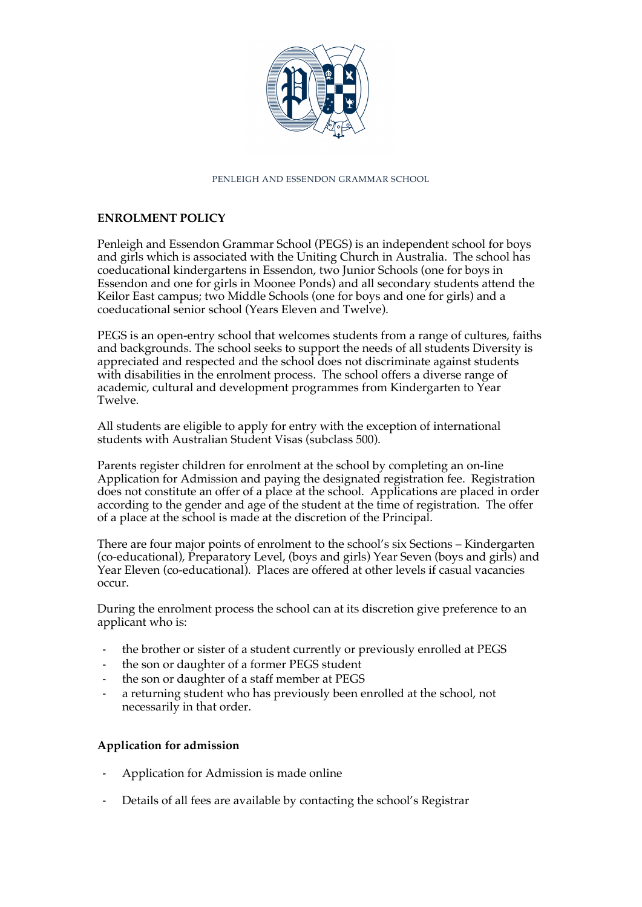PENLEIGH AND ESSENDON GRAMMAR SCHOOL

## ENROLMENT POLICY

Penleigh and Essendon Grammar School (PEGS) is an independent school for boys and girls which is associated with the Uniting Church in Australia. The school has coeducational kindergartens in Essendon, two Junior Schools (one for boys in Essendon and one for girls in Moonee Ponds) and all secondary students attend the Keilor East campus; two Middle Schools (one for boys and one for girls) and a coeducational senior school (Years Eleven and Twelve).

PEGS is an open-entry school that welcomes students from a range of cultures, faiths and backgrounds. The school seeks to support the needs of all students Diversity is appreciated and respected and the school does not discriminate against students with disabilities in the enrolment process. The school offers a diverse range of academic, cultural and development programmes from Kindergarten to Year Twelve.

All students are eligible to apply for entry with the exception of international students with Australian Student Visas (subclass 500).

Parents register children for enrolment at the school by completing an on-line Application for Admission and paying the designated registration fee. Registration does not constitute an offer of a place at the school. Applications are placed in order according to the gender and age of the student at the time of registration. The offer of a place at the school is made at the discretion of the Principal.

There are four major points of enrolment to the school's six Sections – Kindergarten (co-educational), Preparatory Level, (boys and girls) Year Seven (boys and girls) and Year Eleven (co-educational). Places are offered at other levels if casual vacancies occur.

During the enrolment process the school can at its discretion give preference to an applicant who is:

- the brother or sister of a student currently or previously enrolled at PEGS
- the son or daughter of a former PEGS student
- the son or daughter of a staff member at PEGS
- a returning student who has previously been enrolled at the school, not necessarily in that order.

### Application for admission

- Application for Admission is made online
- Details of all fees are available by contacting the school's Registrar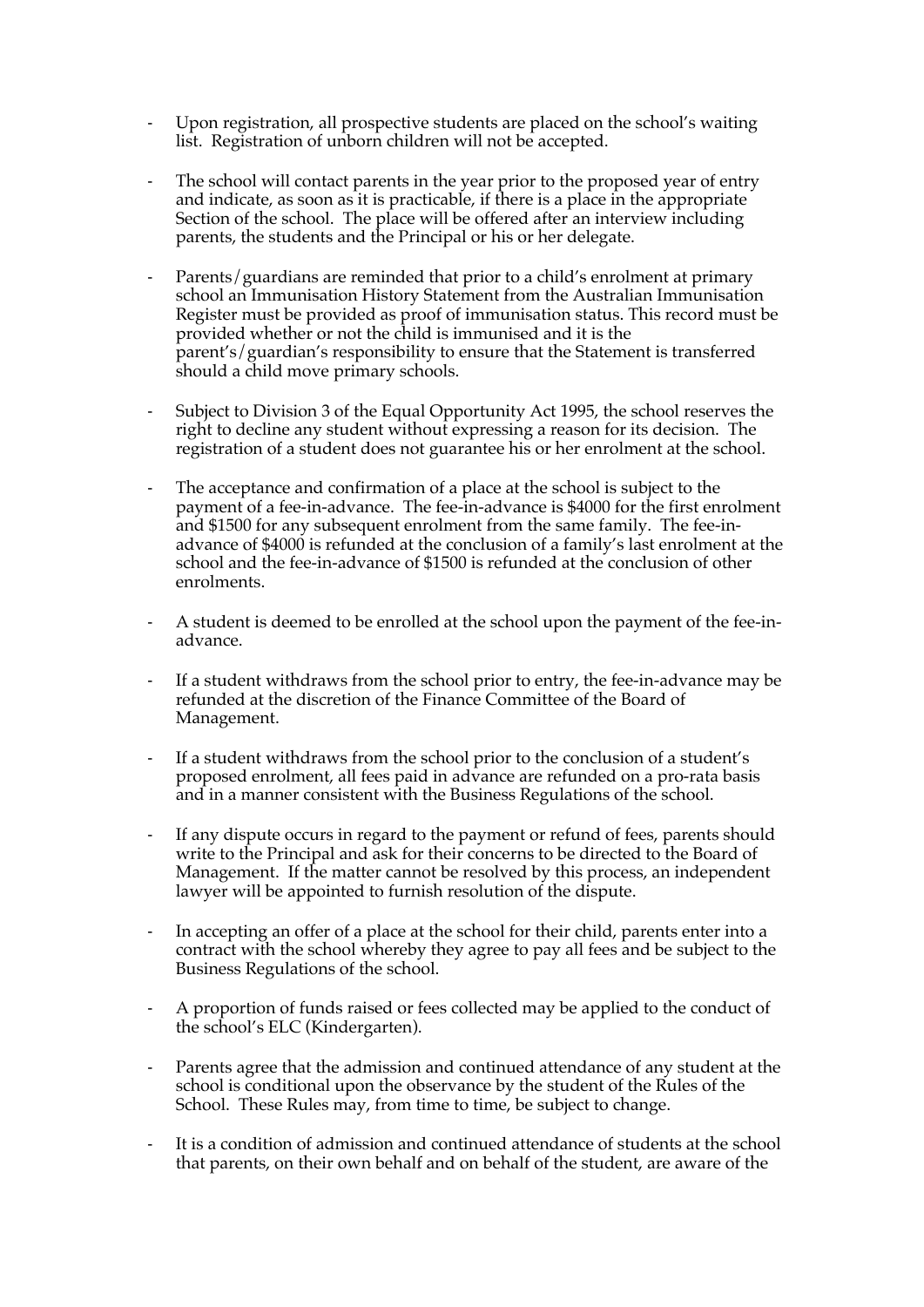- Upon registration, all prospective students are placed on the school's waiting list. Registration of unborn children will not be accepted.

- The school will contact parents in the year prior to the proposed year of entry and indicate, as soon as it is practicable, if there is a place in the appropriate Section of the school. The place will be offered after an interview including parents, the students and the Principal or his or her delegate.

- Parents/guardians are reminded that prior to a child's enrolment at primary school an Immunisation History Statement from the Australian Immunisation Register must be provided as proof of immunisation status. This record must be provided whether or not the child is immunised and it is the parent's/guardian's responsibility to ensure that the Statement is transferred should a child move primary schools.

- Subject to Division 3 of the Equal Opportunity Act 1995, the school reserves the right to decline any student without expressing a reason for its decision. The registration of a student does not guarantee his or her enrolment at the school.

- The acceptance and confirmation of a place at the school is subject to the payment of a fee-in-advance. The fee-in-advance is $4000 for the first enrolment and $1500 for any subsequent enrolment from the same family. The fee-in-advance of $4000 is refunded at the conclusion of a family's last enrolment at the school and the fee-in-advance of $1500 is refunded at the conclusion of other enrolments.

- A student is deemed to be enrolled at the school upon the payment of the fee-in-advance.

- If a student withdraws from the school prior to entry, the fee-in-advance may be refunded at the discretion of the Finance Committee of the Board of Management.

- If a student withdraws from the school prior to the conclusion of a student's proposed enrolment, all fees paid in advance are refunded on a pro-rata basis and in a manner consistent with the Business Regulations of the school.

- If any dispute occurs in regard to the payment or refund of fees, parents should write to the Principal and ask for their concerns to be directed to the Board of Management. If the matter cannot be resolved by this process, an independent lawyer will be appointed to furnish resolution of the dispute.

- In accepting an offer of a place at the school for their child, parents enter into a contract with the school whereby they agree to pay all fees and be subject to the Business Regulations of the school.

- A proportion of funds raised or fees collected may be applied to the conduct of the school's ELC (Kindergarten).

- Parents agree that the admission and continued attendance of any student at the school is conditional upon the observance by the student of the Rules of the School. These Rules may, from time to time, be subject to change.

- It is a condition of admission and continued attendance of students at the school that parents, on their own behalf and on behalf of the student, are aware of the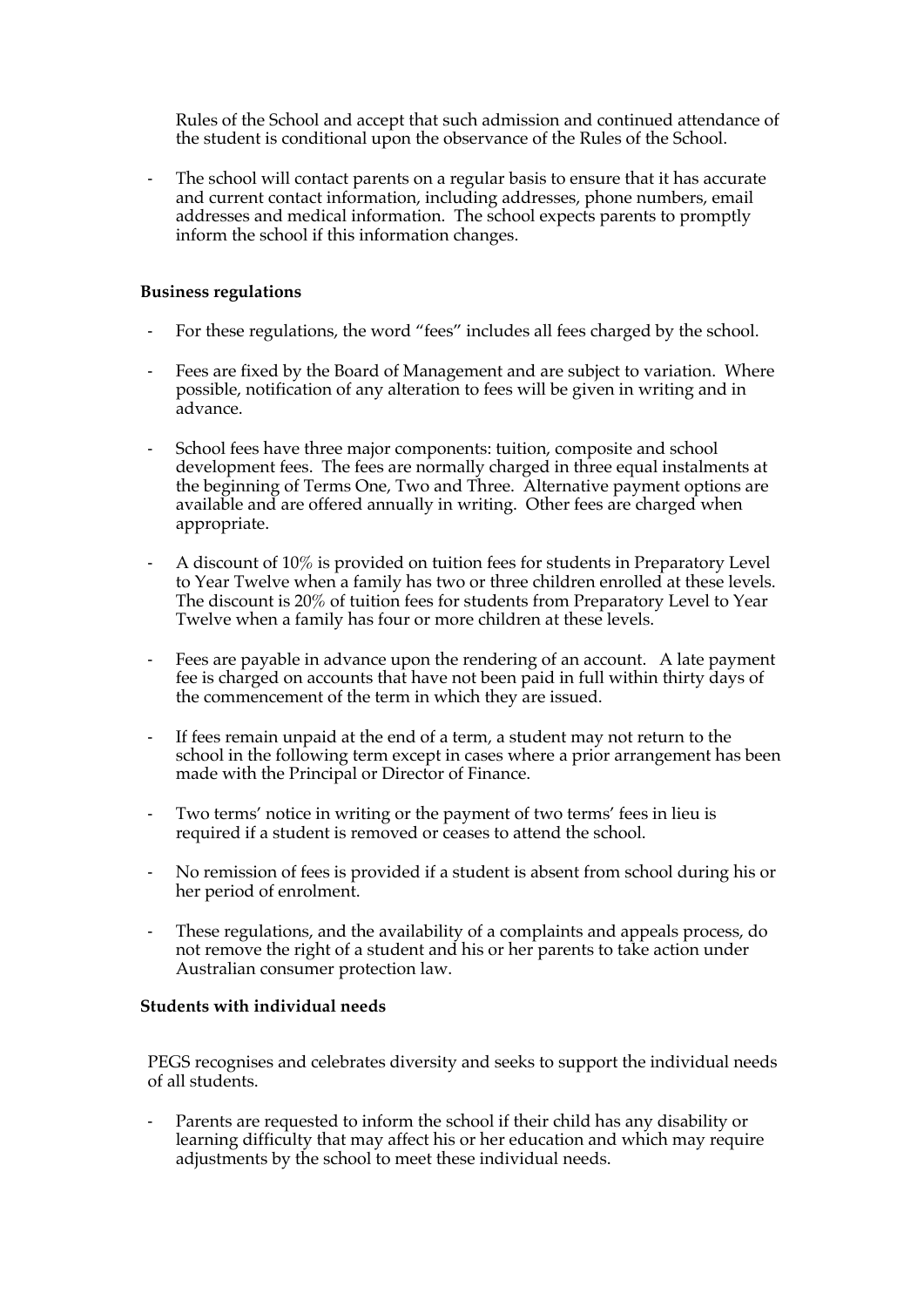Rules of the School and accept that such admission and continued attendance of the student is conditional upon the observance of the Rules of the School.

- The school will contact parents on a regular basis to ensure that it has accurate and current contact information, including addresses, phone numbers, email addresses and medical information. The school expects parents to promptly inform the school if this information changes.

**Business regulations**

- For these regulations, the word "fees" includes all fees charged by the school.
- Fees are fixed by the Board of Management and are subject to variation. Where possible, notification of any alteration to fees will be given in writing and in advance.
- School fees have three major components: tuition, composite and school development fees. The fees are normally charged in three equal instalments at the beginning of Terms One, Two and Three. Alternative payment options are available and are offered annually in writing. Other fees are charged when appropriate.
- A discount of 10% is provided on tuition fees for students in Preparatory Level to Year Twelve when a family has two or three children enrolled at these levels. The discount is 20% of tuition fees for students from Preparatory Level to Year Twelve when a family has four or more children at these levels.
- Fees are payable in advance upon the rendering of an account. A late payment fee is charged on accounts that have not been paid in full within thirty days of the commencement of the term in which they are issued.
- If fees remain unpaid at the end of a term, a student may not return to the school in the following term except in cases where a prior arrangement has been made with the Principal or Director of Finance.
- Two terms' notice in writing or the payment of two terms' fees in lieu is required if a student is removed or ceases to attend the school.
- No remission of fees is provided if a student is absent from school during his or her period of enrolment.
- These regulations, and the availability of a complaints and appeals process, do not remove the right of a student and his or her parents to take action under Australian consumer protection law.

**Students with individual needs**

PEGS recognises and celebrates diversity and seeks to support the individual needs of all students.

- Parents are requested to inform the school if their child has any disability or learning difficulty that may affect his or her education and which may require adjustments by the school to meet these individual needs.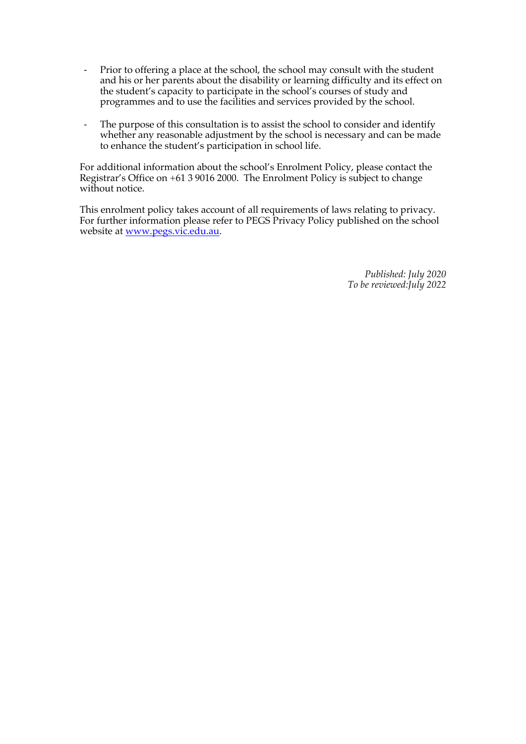- Prior to offering a place at the school, the school may consult with the student and his or her parents about the disability or learning difficulty and its effect on the student's capacity to participate in the school's courses of study and programmes and to use the facilities and services provided by the school.

- The purpose of this consultation is to assist the school to consider and identify whether any reasonable adjustment by the school is necessary and can be made to enhance the student's participation in school life.

For additional information about the school's Enrolment Policy, please contact the Registrar's Office on +61 3 9016 2000. The Enrolment Policy is subject to change without notice.

This enrolment policy takes account of all requirements of laws relating to privacy. For further information please refer to PEGS Privacy Policy published on the school website at [www.pegs.vic.edu.au](http://www.pegs.vic.edu.au).

*Published: July 2020*
*To be reviewed:July 2022*